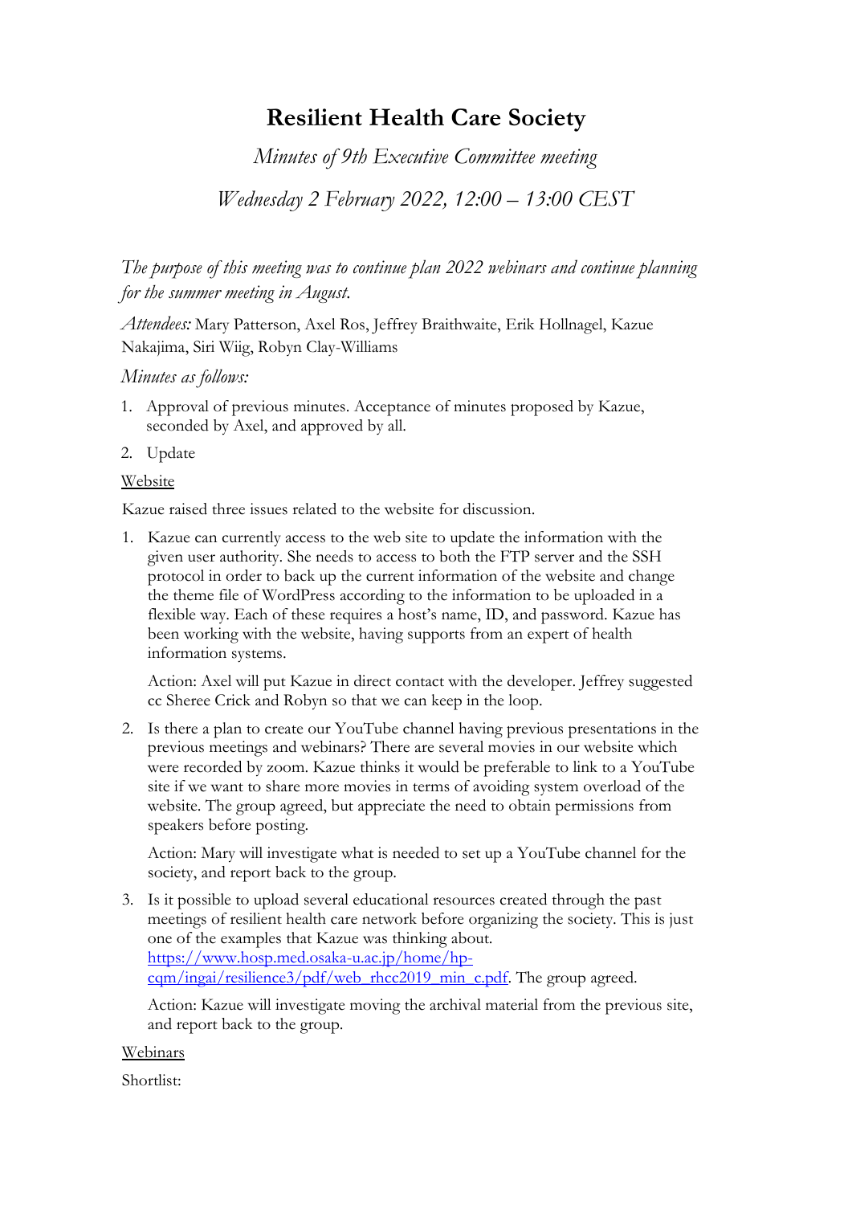# Resilient Health Care Society

*Minutes of 9th Executive Committee meeting*

*Wednesday 2 February 2022, 12:00 – 13:00 CEST*

*The purpose of this meeting was to continue plan 2022 webinars and continue planning for the summer meeting in August.*

*Attendees:* Mary Patterson, Axel Ros, Jeffrey Braithwaite, Erik Hollnagel, Kazue Nakajima, Siri Wiig, Robyn Clay-Williams

*Minutes as follows:*

1. Approval of previous minutes. Acceptance of minutes proposed by Kazue, seconded by Axel, and approved by all.
2. Update

<u>Website</u>

Kazue raised three issues related to the website for discussion.

1. Kazue can currently access to the web site to update the information with the given user authority. She needs to access to both the FTP server and the SSH protocol in order to back up the current information of the website and change the theme file of WordPress according to the information to be uploaded in a flexible way. Each of these requires a host's name, ID, and password. Kazue has been working with the website, having supports from an expert of health information systems.

   Action: Axel will put Kazue in direct contact with the developer. Jeffrey suggested cc Sheree Crick and Robyn so that we can keep in the loop.

2. Is there a plan to create our YouTube channel having previous presentations in the previous meetings and webinars? There are several movies in our website which were recorded by zoom. Kazue thinks it would be preferable to link to a YouTube site if we want to share more movies in terms of avoiding system overload of the website. The group agreed, but appreciate the need to obtain permissions from speakers before posting.

   Action: Mary will investigate what is needed to set up a YouTube channel for the society, and report back to the group.

3. Is it possible to upload several educational resources created through the past meetings of resilient health care network before organizing the society. This is just one of the examples that Kazue was thinking about. [https://www.hosp.med.osaka-u.ac.jp/home/hp-cqm/ingai/resilience3/pdf/web_rhcc2019_min_c.pdf](https://www.hosp.med.osaka-u.ac.jp/home/hp-cqm/ingai/resilience3/pdf/web_rhcc2019_min_c.pdf). The group agreed.

   Action: Kazue will investigate moving the archival material from the previous site, and report back to the group.

<u>Webinars</u>

Shortlist: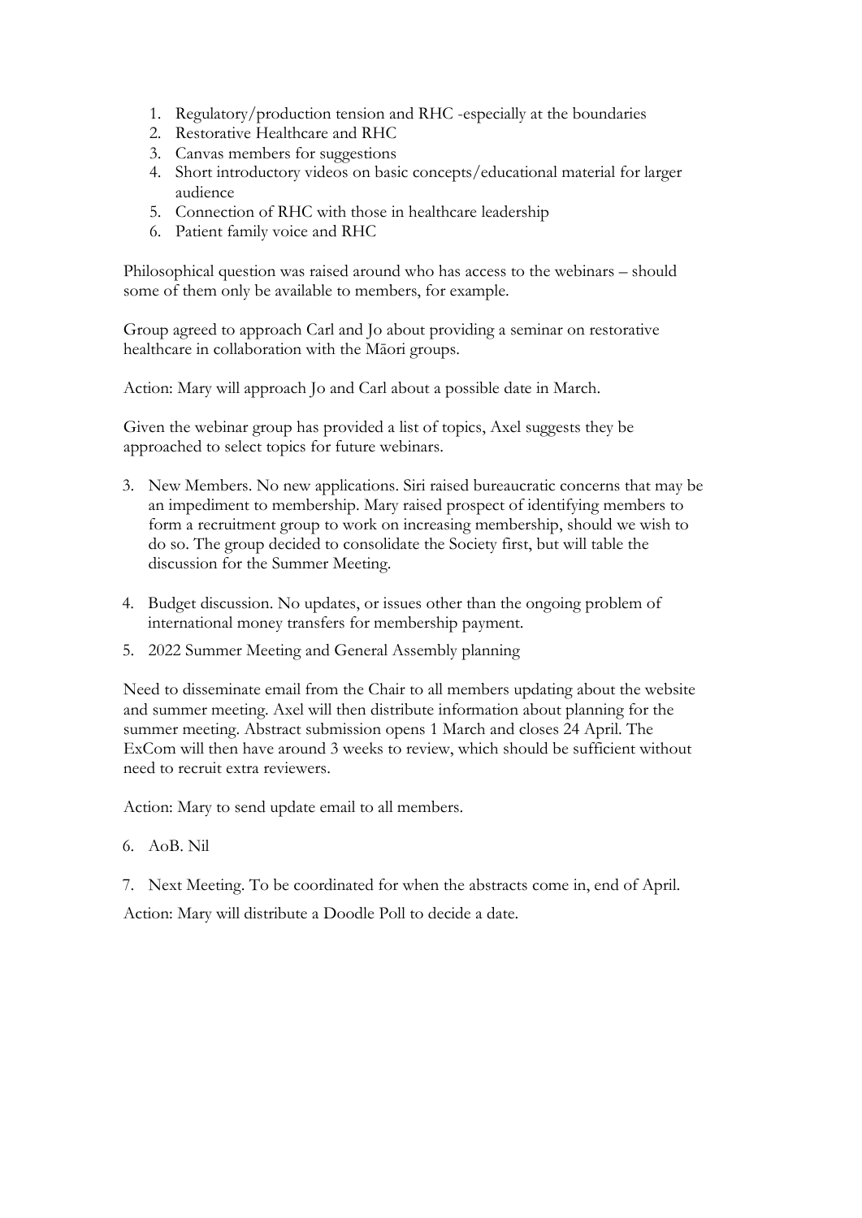1. Regulatory/production tension and RHC -especially at the boundaries
2. Restorative Healthcare and RHC
3. Canvas members for suggestions
4. Short introductory videos on basic concepts/educational material for larger audience
5. Connection of RHC with those in healthcare leadership
6. Patient family voice and RHC

Philosophical question was raised around who has access to the webinars – should some of them only be available to members, for example.

Group agreed to approach Carl and Jo about providing a seminar on restorative healthcare in collaboration with the Māori groups.

Action: Mary will approach Jo and Carl about a possible date in March.

Given the webinar group has provided a list of topics, Axel suggests they be approached to select topics for future webinars.

3. New Members. No new applications. Siri raised bureaucratic concerns that may be an impediment to membership. Mary raised prospect of identifying members to form a recruitment group to work on increasing membership, should we wish to do so. The group decided to consolidate the Society first, but will table the discussion for the Summer Meeting.

4. Budget discussion. No updates, or issues other than the ongoing problem of international money transfers for membership payment.

5. 2022 Summer Meeting and General Assembly planning

Need to disseminate email from the Chair to all members updating about the website and summer meeting. Axel will then distribute information about planning for the summer meeting. Abstract submission opens 1 March and closes 24 April. The ExCom will then have around 3 weeks to review, which should be sufficient without need to recruit extra reviewers.

Action: Mary to send update email to all members.

6. AoB. Nil

7. Next Meeting. To be coordinated for when the abstracts come in, end of April.

Action: Mary will distribute a Doodle Poll to decide a date.